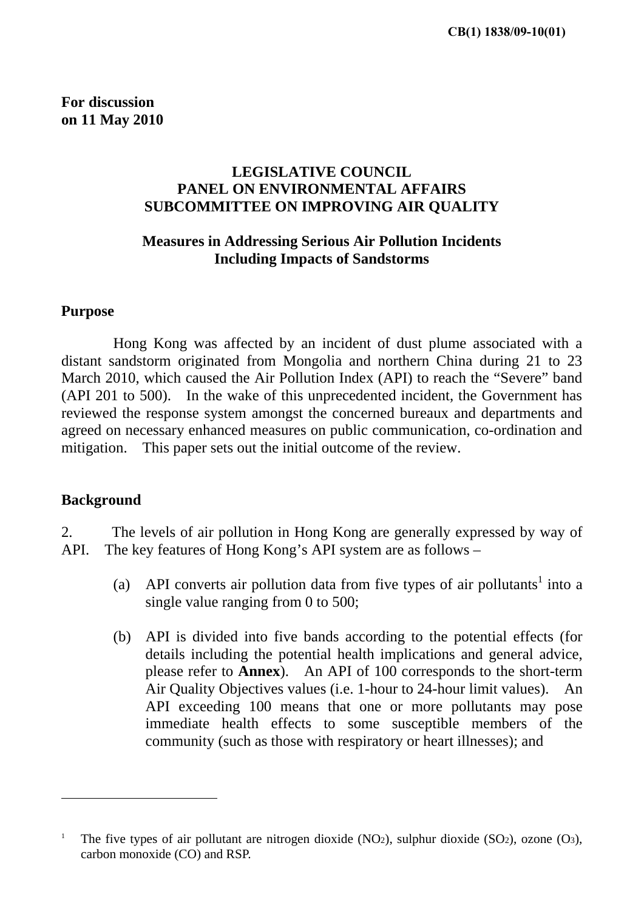CB(1) 1838/09-10(01)

**For discussion on 11 May 2010**

**LEGISLATIVE COUNCIL**
**PANEL ON ENVIRONMENTAL AFFAIRS**
**SUBCOMMITTEE ON IMPROVING AIR QUALITY**

**Measures in Addressing Serious Air Pollution Incidents Including Impacts of Sandstorms**

## Purpose

Hong Kong was affected by an incident of dust plume associated with a distant sandstorm originated from Mongolia and northern China during 21 to 23 March 2010, which caused the Air Pollution Index (API) to reach the "Severe" band (API 201 to 500). In the wake of this unprecedented incident, the Government has reviewed the response system amongst the concerned bureaux and departments and agreed on necessary enhanced measures on public communication, co-ordination and mitigation. This paper sets out the initial outcome of the review.

## Background

2. The levels of air pollution in Hong Kong are generally expressed by way of API. The key features of Hong Kong's API system are as follows –

   (a) API converts air pollution data from five types of air pollutants[1] into a single value ranging from 0 to 500;

   (b) API is divided into five bands according to the potential effects (for details including the potential health implications and general advice, please refer to **Annex**). An API of 100 corresponds to the short-term Air Quality Objectives values (i.e. 1-hour to 24-hour limit values). An API exceeding 100 means that one or more pollutants may pose immediate health effects to some susceptible members of the community (such as those with respiratory or heart illnesses); and

---

[1] The five types of air pollutant are nitrogen dioxide ($NO_2$), sulphur dioxide ($SO_2$), ozone ($O_3$), carbon monoxide (CO) and RSP.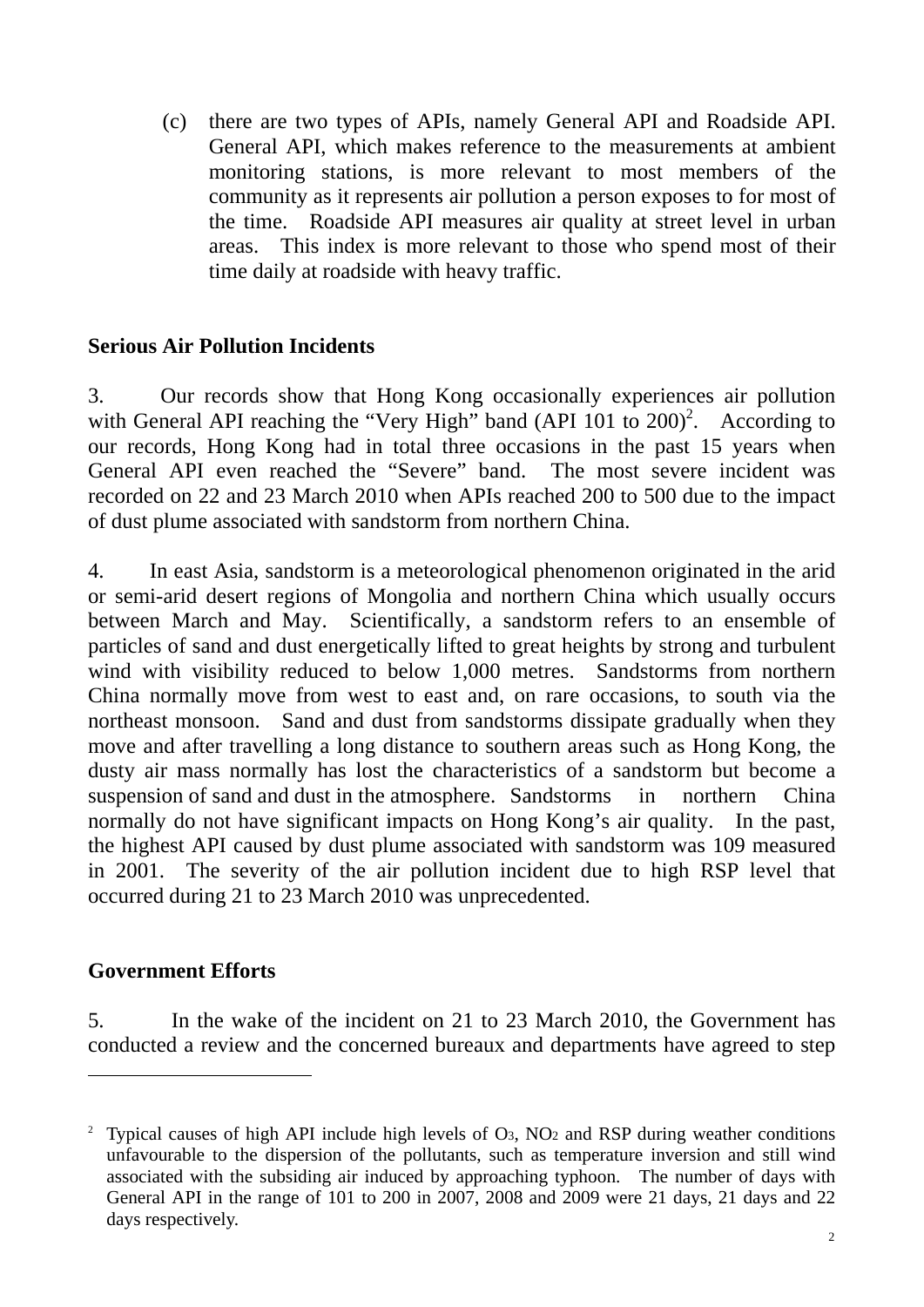(c) there are two types of APIs, namely General API and Roadside API. General API, which makes reference to the measurements at ambient monitoring stations, is more relevant to most members of the community as it represents air pollution a person exposes to for most of the time. Roadside API measures air quality at street level in urban areas. This index is more relevant to those who spend most of their time daily at roadside with heavy traffic.

**Serious Air Pollution Incidents**

3. Our records show that Hong Kong occasionally experiences air pollution with General API reaching the "Very High" band (API 101 to 200)[2]. According to our records, Hong Kong had in total three occasions in the past 15 years when General API even reached the "Severe" band. The most severe incident was recorded on 22 and 23 March 2010 when APIs reached 200 to 500 due to the impact of dust plume associated with sandstorm from northern China.

4. In east Asia, sandstorm is a meteorological phenomenon originated in the arid or semi-arid desert regions of Mongolia and northern China which usually occurs between March and May. Scientifically, a sandstorm refers to an ensemble of particles of sand and dust energetically lifted to great heights by strong and turbulent wind with visibility reduced to below 1,000 metres. Sandstorms from northern China normally move from west to east and, on rare occasions, to south via the northeast monsoon. Sand and dust from sandstorms dissipate gradually when they move and after travelling a long distance to southern areas such as Hong Kong, the dusty air mass normally has lost the characteristics of a sandstorm but become a suspension of sand and dust in the atmosphere. Sandstorms in northern China normally do not have significant impacts on Hong Kong's air quality. In the past, the highest API caused by dust plume associated with sandstorm was 109 measured in 2001. The severity of the air pollution incident due to high RSP level that occurred during 21 to 23 March 2010 was unprecedented.

**Government Efforts**

5. In the wake of the incident on 21 to 23 March 2010, the Government has conducted a review and the concerned bureaux and departments have agreed to step

---

[2] Typical causes of high API include high levels of $O_3$, $NO_2$ and RSP during weather conditions unfavourable to the dispersion of the pollutants, such as temperature inversion and still wind associated with the subsiding air induced by approaching typhoon. The number of days with General API in the range of 101 to 200 in 2007, 2008 and 2009 were 21 days, 21 days and 22 days respectively.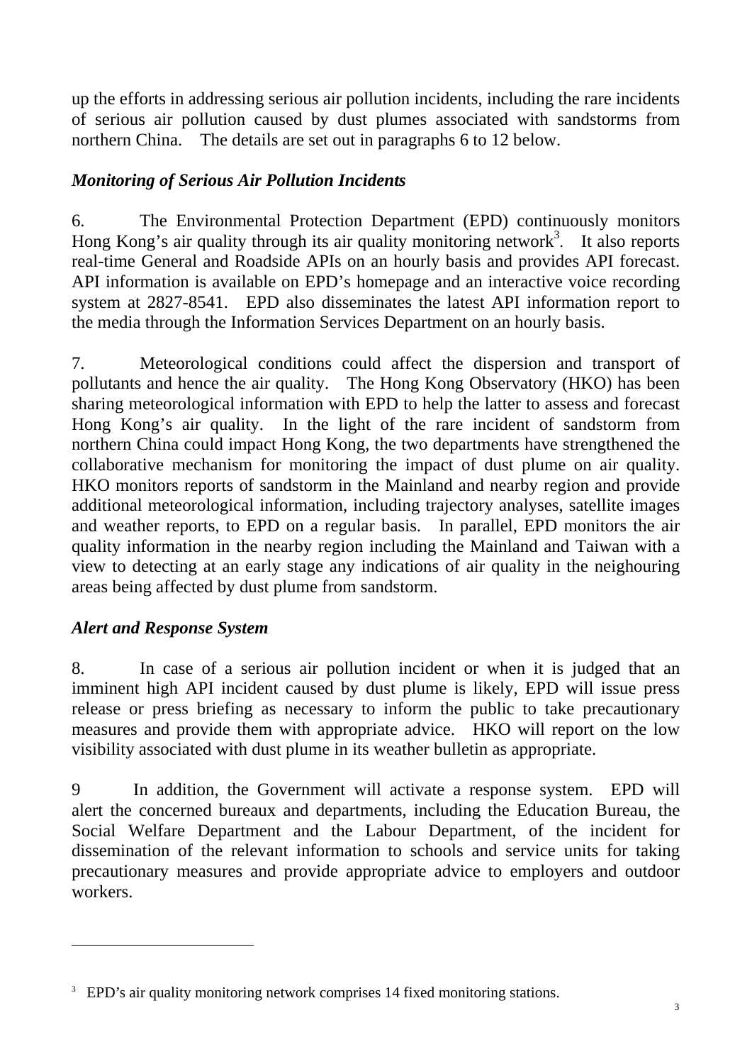up the efforts in addressing serious air pollution incidents, including the rare incidents of serious air pollution caused by dust plumes associated with sandstorms from northern China. The details are set out in paragraphs 6 to 12 below.

### *Monitoring of Serious Air Pollution Incidents*

6. The Environmental Protection Department (EPD) continuously monitors Hong Kong's air quality through its air quality monitoring network[3]. It also reports real-time General and Roadside APIs on an hourly basis and provides API forecast. API information is available on EPD's homepage and an interactive voice recording system at 2827-8541. EPD also disseminates the latest API information report to the media through the Information Services Department on an hourly basis.

7. Meteorological conditions could affect the dispersion and transport of pollutants and hence the air quality. The Hong Kong Observatory (HKO) has been sharing meteorological information with EPD to help the latter to assess and forecast Hong Kong's air quality. In the light of the rare incident of sandstorm from northern China could impact Hong Kong, the two departments have strengthened the collaborative mechanism for monitoring the impact of dust plume on air quality. HKO monitors reports of sandstorm in the Mainland and nearby region and provide additional meteorological information, including trajectory analyses, satellite images and weather reports, to EPD on a regular basis. In parallel, EPD monitors the air quality information in the nearby region including the Mainland and Taiwan with a view to detecting at an early stage any indications of air quality in the neighouring areas being affected by dust plume from sandstorm.

### *Alert and Response System*

8. In case of a serious air pollution incident or when it is judged that an imminent high API incident caused by dust plume is likely, EPD will issue press release or press briefing as necessary to inform the public to take precautionary measures and provide them with appropriate advice. HKO will report on the low visibility associated with dust plume in its weather bulletin as appropriate.

9 In addition, the Government will activate a response system. EPD will alert the concerned bureaux and departments, including the Education Bureau, the Social Welfare Department and the Labour Department, of the incident for dissemination of the relevant information to schools and service units for taking precautionary measures and provide appropriate advice to employers and outdoor workers.

---

[3] EPD's air quality monitoring network comprises 14 fixed monitoring stations.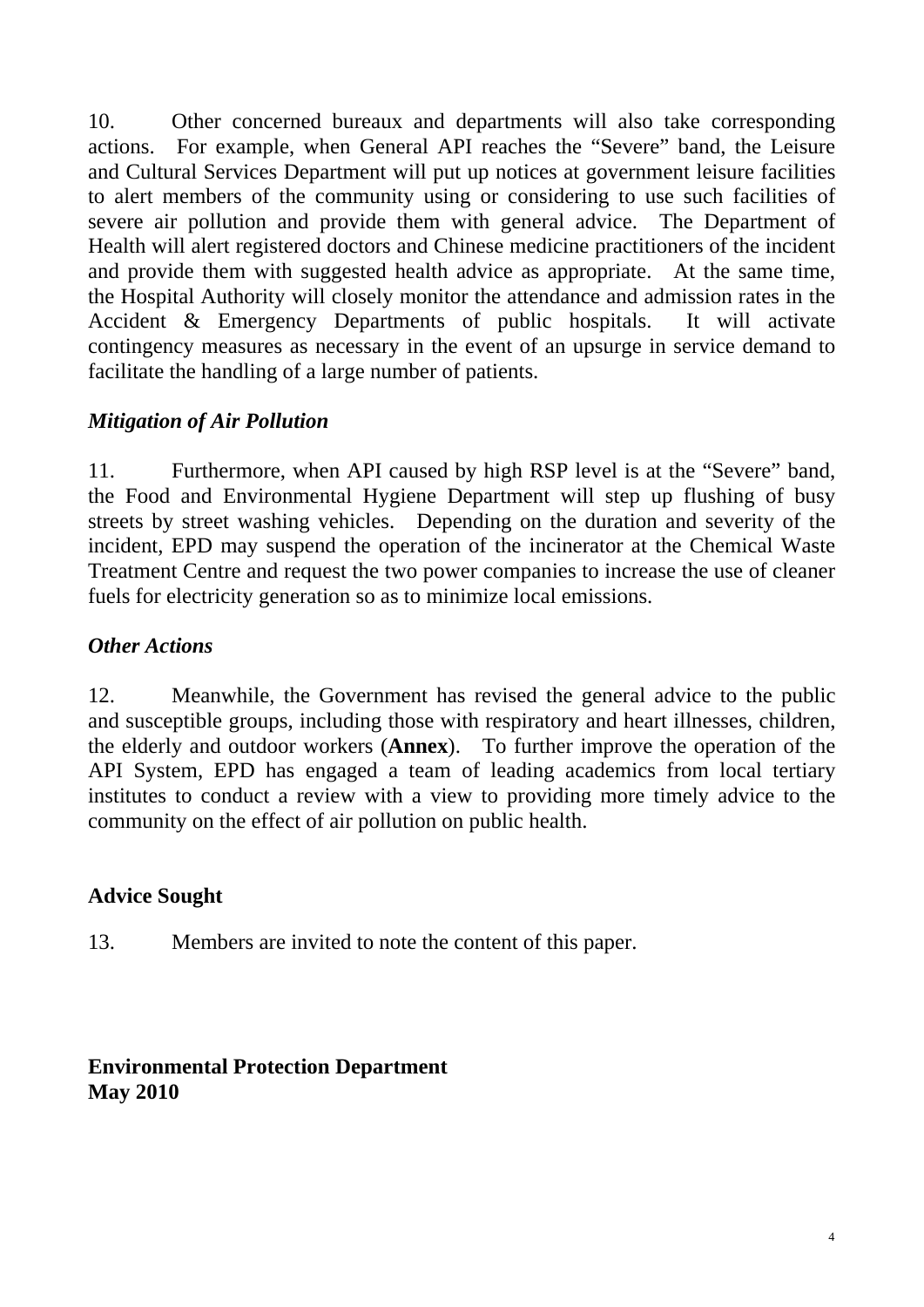10. Other concerned bureaux and departments will also take corresponding actions. For example, when General API reaches the "Severe" band, the Leisure and Cultural Services Department will put up notices at government leisure facilities to alert members of the community using or considering to use such facilities of severe air pollution and provide them with general advice. The Department of Health will alert registered doctors and Chinese medicine practitioners of the incident and provide them with suggested health advice as appropriate. At the same time, the Hospital Authority will closely monitor the attendance and admission rates in the Accident & Emergency Departments of public hospitals. It will activate contingency measures as necessary in the event of an upsurge in service demand to facilitate the handling of a large number of patients.

***Mitigation of Air Pollution***

11. Furthermore, when API caused by high RSP level is at the "Severe" band, the Food and Environmental Hygiene Department will step up flushing of busy streets by street washing vehicles. Depending on the duration and severity of the incident, EPD may suspend the operation of the incinerator at the Chemical Waste Treatment Centre and request the two power companies to increase the use of cleaner fuels for electricity generation so as to minimize local emissions.

***Other Actions***

12. Meanwhile, the Government has revised the general advice to the public and susceptible groups, including those with respiratory and heart illnesses, children, the elderly and outdoor workers (**Annex**). To further improve the operation of the API System, EPD has engaged a team of leading academics from local tertiary institutes to conduct a review with a view to providing more timely advice to the community on the effect of air pollution on public health.

## Advice Sought

13. Members are invited to note the content of this paper.

**Environmental Protection Department**
**May 2010**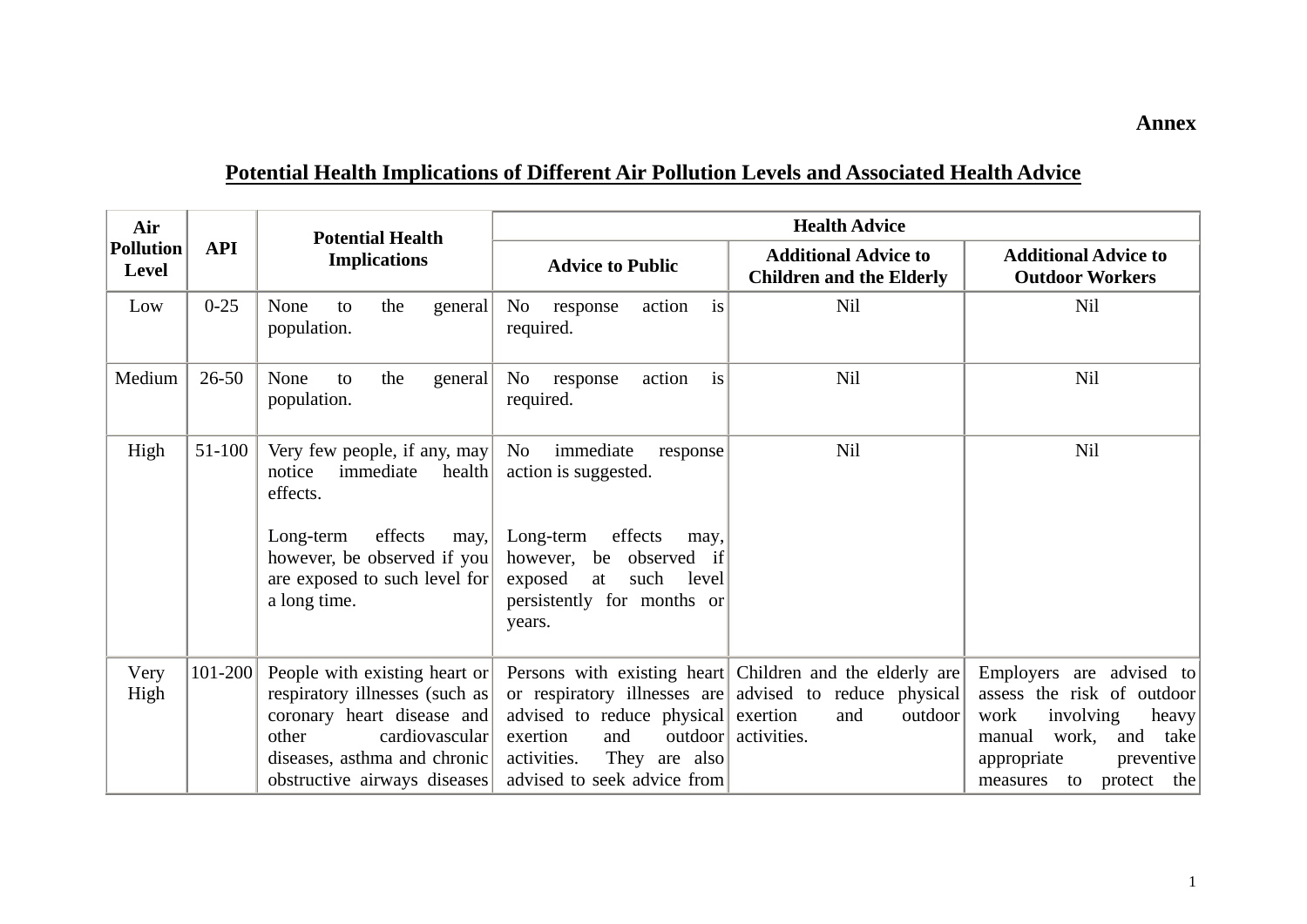**Annex**

## Potential Health Implications of Different Air Pollution Levels and Associated Health Advice

| Air Pollution Level | API | Potential Health Implications | Health Advice | | |
|---|---|---|---|---|---|
| | | | **Advice to Public** | **Additional Advice to Children and the Elderly** | **Additional Advice to Outdoor Workers** |
| Low | 0-25 | None to the general population. | No response action is required. | Nil | Nil |
| Medium | 26-50 | None to the general population. | No response action is required. | Nil | Nil |
| High | 51-100 | Very few people, if any, may notice immediate health effects.<br><br>Long-term effects may, however, be observed if you are exposed to such level for a long time. | No immediate response action is suggested.<br><br>Long-term effects may, however, be observed if exposed at such level persistently for months or years. | Nil | Nil |
| Very High | 101-200 | People with existing heart or respiratory illnesses (such as coronary heart disease and other cardiovascular diseases, asthma and chronic obstructive airways diseases | Persons with existing heart or respiratory illnesses are advised to reduce physical exertion and outdoor activities. They are also advised to seek advice from | Children and the elderly are advised to reduce physical exertion and outdoor activities. | Employers are advised to assess the risk of outdoor work involving heavy manual work, and take appropriate preventive measures to protect the |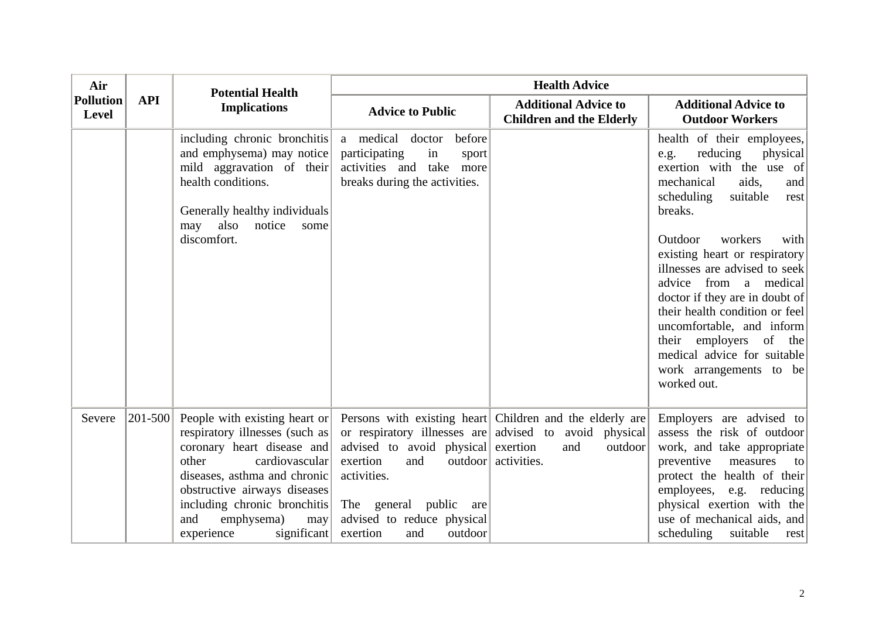| Air Pollution Level | API | Potential Health Implications | Health Advice | | |
|---|---|---|---|---|---|
| | | | Advice to Public | Additional Advice to Children and the Elderly | Additional Advice to Outdoor Workers |
| | | including chronic bronchitis and emphysema) may notice mild aggravation of their health conditions.<br><br>Generally healthy individuals may also notice some discomfort. | a medical doctor before participating in sport activities and take more breaks during the activities. | | health of their employees, e.g. reducing physical exertion with the use of mechanical aids, and scheduling suitable rest breaks.<br><br>Outdoor workers with existing heart or respiratory illnesses are advised to seek advice from a medical doctor if they are in doubt of their health condition or feel uncomfortable, and inform their employers of the medical advice for suitable work arrangements to be worked out. |
| Severe | 201-500 | People with existing heart or respiratory illnesses (such as coronary heart disease and other cardiovascular diseases, asthma and chronic obstructive airways diseases including chronic bronchitis and emphysema) may experience significant | Persons with existing heart or respiratory illnesses are advised to avoid physical exertion and outdoor activities.<br><br>The general public are advised to reduce physical exertion and outdoor | Children and the elderly are advised to avoid physical exertion and outdoor activities. | Employers are advised to assess the risk of outdoor work, and take appropriate preventive measures to protect the health of their employees, e.g. reducing physical exertion with the use of mechanical aids, and scheduling suitable rest |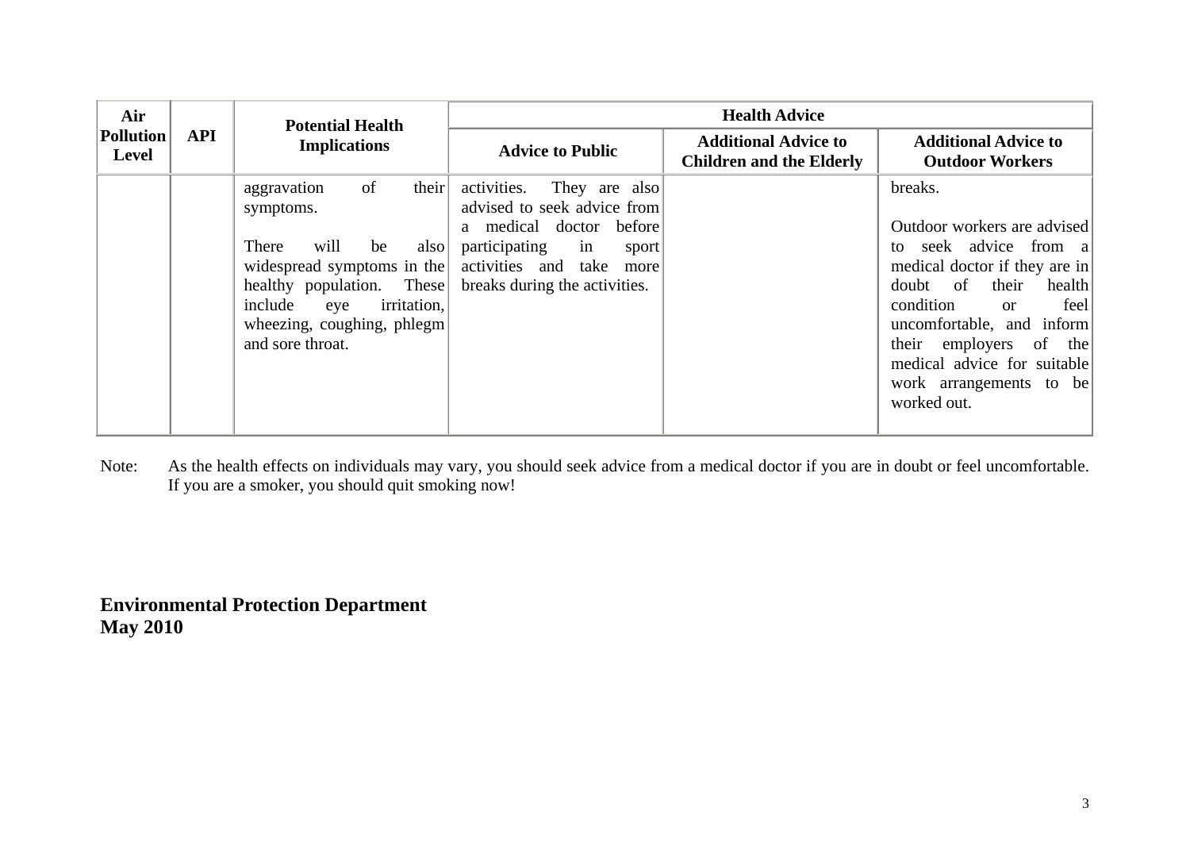| Air Pollution Level | API | Potential Health Implications | Health Advice | | |
|---|---|---|---|---|---|
| | | | Advice to Public | Additional Advice to Children and the Elderly | Additional Advice to Outdoor Workers |
| | | aggravation of their symptoms.<br><br>There will be also widespread symptoms in the healthy population. These include eye irritation, wheezing, coughing, phlegm and sore throat. | activities. They are also advised to seek advice from a medical doctor before participating in sport activities and take more breaks during the activities. | | breaks.<br><br>Outdoor workers are advised to seek advice from a medical doctor if they are in doubt of their health condition or feel uncomfortable, and inform their employers of the medical advice for suitable work arrangements to be worked out. |

Note: As the health effects on individuals may vary, you should seek advice from a medical doctor if you are in doubt or feel uncomfortable. If you are a smoker, you should quit smoking now!

**Environmental Protection Department**
**May 2010**